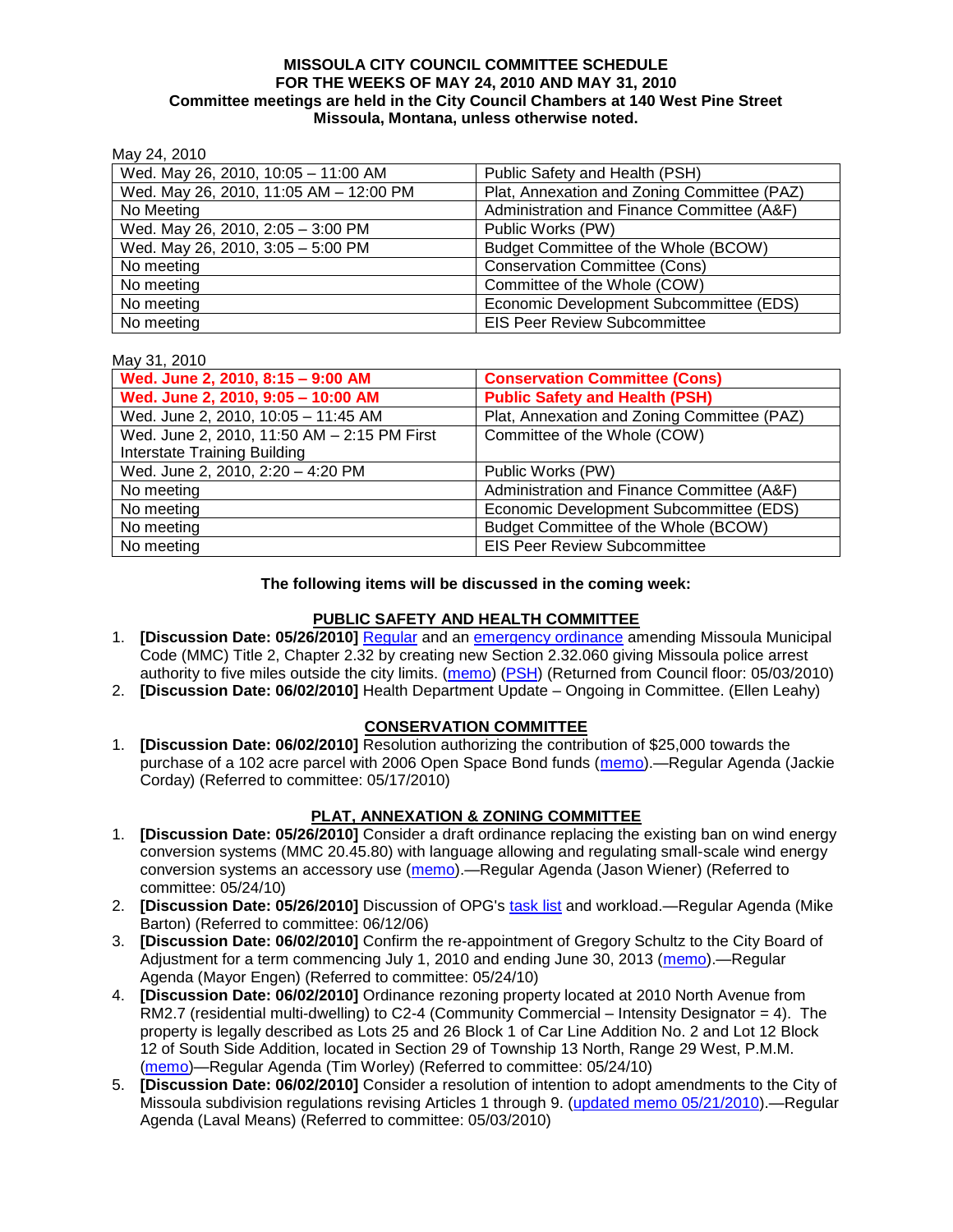**MISSOULA CITY COUNCIL COMMITTEE SCHEDULE**
**FOR THE WEEKS OF MAY 24, 2010 AND MAY 31, 2010**
**Committee meetings are held in the City Council Chambers at 140 West Pine Street Missoula, Montana, unless otherwise noted.**

May 24, 2010

| | |
|---|---|
| Wed. May 26, 2010, 10:05 – 11:00 AM | Public Safety and Health (PSH) |
| Wed. May 26, 2010, 11:05 AM – 12:00 PM | Plat, Annexation and Zoning Committee (PAZ) |
| No Meeting | Administration and Finance Committee (A&F) |
| Wed. May 26, 2010, 2:05 – 3:00 PM | Public Works (PW) |
| Wed. May 26, 2010, 3:05 – 5:00 PM | Budget Committee of the Whole (BCOW) |
| No meeting | Conservation Committee (Cons) |
| No meeting | Committee of the Whole (COW) |
| No meeting | Economic Development Subcommittee (EDS) |
| No meeting | EIS Peer Review Subcommittee |

May 31, 2010

| | |
|---|---|
| **Wed. June 2, 2010, 8:15 – 9:00 AM** | **Conservation Committee (Cons)** |
| **Wed. June 2, 2010, 9:05 – 10:00 AM** | **Public Safety and Health (PSH)** |
| Wed. June 2, 2010, 10:05 – 11:45 AM | Plat, Annexation and Zoning Committee (PAZ) |
| Wed. June 2, 2010, 11:50 AM – 2:15 PM First Interstate Training Building | Committee of the Whole (COW) |
| Wed. June 2, 2010, 2:20 – 4:20 PM | Public Works (PW) |
| No meeting | Administration and Finance Committee (A&F) |
| No meeting | Economic Development Subcommittee (EDS) |
| No meeting | Budget Committee of the Whole (BCOW) |
| No meeting | EIS Peer Review Subcommittee |

**The following items will be discussed in the coming week:**

## PUBLIC SAFETY AND HEALTH COMMITTEE

1. **[Discussion Date: 05/26/2010]** Regular and an emergency ordinance amending Missoula Municipal Code (MMC) Title 2, Chapter 2.32 by creating new Section 2.32.060 giving Missoula police arrest authority to five miles outside the city limits. (memo) (PSH) (Returned from Council floor: 05/03/2010)
2. **[Discussion Date: 06/02/2010]** Health Department Update – Ongoing in Committee. (Ellen Leahy)

## CONSERVATION COMMITTEE

1. **[Discussion Date: 06/02/2010]** Resolution authorizing the contribution of $25,000 towards the purchase of a 102 acre parcel with 2006 Open Space Bond funds (memo).—Regular Agenda (Jackie Corday) (Referred to committee: 05/17/2010)

## PLAT, ANNEXATION & ZONING COMMITTEE

1. **[Discussion Date: 05/26/2010]** Consider a draft ordinance replacing the existing ban on wind energy conversion systems (MMC 20.45.80) with language allowing and regulating small-scale wind energy conversion systems an accessory use (memo).—Regular Agenda (Jason Wiener) (Referred to committee: 05/24/10)
2. **[Discussion Date: 05/26/2010]** Discussion of OPG's task list and workload.—Regular Agenda (Mike Barton) (Referred to committee: 06/12/06)
3. **[Discussion Date: 06/02/2010]** Confirm the re-appointment of Gregory Schultz to the City Board of Adjustment for a term commencing July 1, 2010 and ending June 30, 2013 (memo).—Regular Agenda (Mayor Engen) (Referred to committee: 05/24/10)
4. **[Discussion Date: 06/02/2010]** Ordinance rezoning property located at 2010 North Avenue from RM2.7 (residential multi-dwelling) to C2-4 (Community Commercial – Intensity Designator = 4). The property is legally described as Lots 25 and 26 Block 1 of Car Line Addition No. 2 and Lot 12 Block 12 of South Side Addition, located in Section 29 of Township 13 North, Range 29 West, P.M.M. (memo)—Regular Agenda (Tim Worley) (Referred to committee: 05/24/10)
5. **[Discussion Date: 06/02/2010]** Consider a resolution of intention to adopt amendments to the City of Missoula subdivision regulations revising Articles 1 through 9. (updated memo 05/21/2010).—Regular Agenda (Laval Means) (Referred to committee: 05/03/2010)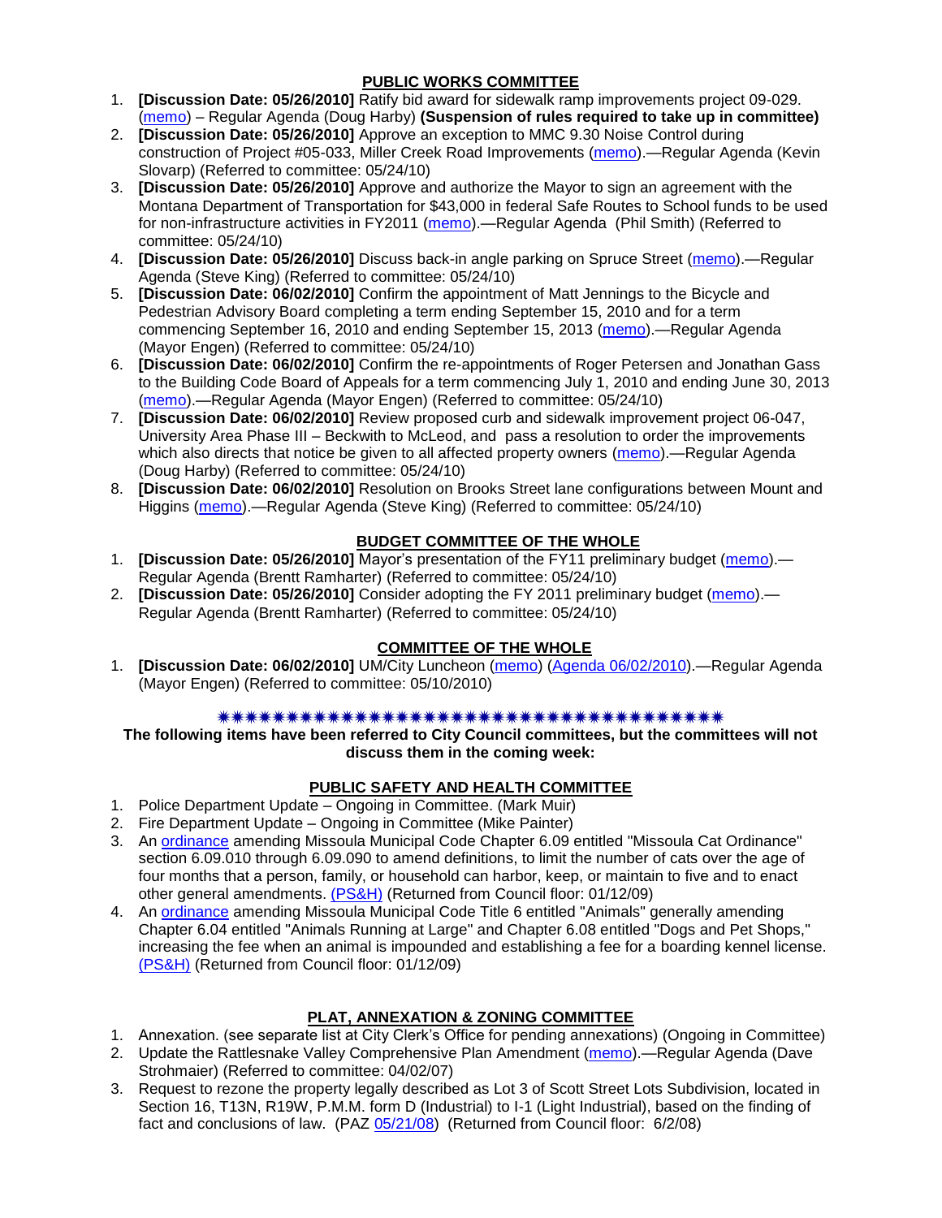## PUBLIC WORKS COMMITTEE

1. **[Discussion Date: 05/26/2010]** Ratify bid award for sidewalk ramp improvements project 09-029. (memo) – Regular Agenda (Doug Harby) **(Suspension of rules required to take up in committee)**
2. **[Discussion Date: 05/26/2010]** Approve an exception to MMC 9.30 Noise Control during construction of Project #05-033, Miller Creek Road Improvements (memo).—Regular Agenda (Kevin Slovarp) (Referred to committee: 05/24/10)
3. **[Discussion Date: 05/26/2010]** Approve and authorize the Mayor to sign an agreement with the Montana Department of Transportation for $43,000 in federal Safe Routes to School funds to be used for non-infrastructure activities in FY2011 (memo).—Regular Agenda (Phil Smith) (Referred to committee: 05/24/10)
4. **[Discussion Date: 05/26/2010]** Discuss back-in angle parking on Spruce Street (memo).—Regular Agenda (Steve King) (Referred to committee: 05/24/10)
5. **[Discussion Date: 06/02/2010]** Confirm the appointment of Matt Jennings to the Bicycle and Pedestrian Advisory Board completing a term ending September 15, 2010 and for a term commencing September 16, 2010 and ending September 15, 2013 (memo).—Regular Agenda (Mayor Engen) (Referred to committee: 05/24/10)
6. **[Discussion Date: 06/02/2010]** Confirm the re-appointments of Roger Petersen and Jonathan Gass to the Building Code Board of Appeals for a term commencing July 1, 2010 and ending June 30, 2013 (memo).—Regular Agenda (Mayor Engen) (Referred to committee: 05/24/10)
7. **[Discussion Date: 06/02/2010]** Review proposed curb and sidewalk improvement project 06-047, University Area Phase III – Beckwith to McLeod, and pass a resolution to order the improvements which also directs that notice be given to all affected property owners (memo).—Regular Agenda (Doug Harby) (Referred to committee: 05/24/10)
8. **[Discussion Date: 06/02/2010]** Resolution on Brooks Street lane configurations between Mount and Higgins (memo).—Regular Agenda (Steve King) (Referred to committee: 05/24/10)

## BUDGET COMMITTEE OF THE WHOLE

1. **[Discussion Date: 05/26/2010]** Mayor's presentation of the FY11 preliminary budget (memo).—Regular Agenda (Brentt Ramharter) (Referred to committee: 05/24/10)
2. **[Discussion Date: 05/26/2010]** Consider adopting the FY 2011 preliminary budget (memo).—Regular Agenda (Brentt Ramharter) (Referred to committee: 05/24/10)

## COMMITTEE OF THE WHOLE

1. **[Discussion Date: 06/02/2010]** UM/City Luncheon (memo) (Agenda 06/02/2010).—Regular Agenda (Mayor Engen) (Referred to committee: 05/10/2010)

✷✷✷✷✷✷✷✷✷✷✷✷✷✷✷✷✷✷✷✷✷✷✷✷✷✷✷✷✷✷✷✷✷✷✷✷✷✷

**The following items have been referred to City Council committees, but the committees will not discuss them in the coming week:**

## PUBLIC SAFETY AND HEALTH COMMITTEE

1. Police Department Update – Ongoing in Committee. (Mark Muir)
2. Fire Department Update – Ongoing in Committee (Mike Painter)
3. An ordinance amending Missoula Municipal Code Chapter 6.09 entitled "Missoula Cat Ordinance" section 6.09.010 through 6.09.090 to amend definitions, to limit the number of cats over the age of four months that a person, family, or household can harbor, keep, or maintain to five and to enact other general amendments. (PS&H) (Returned from Council floor: 01/12/09)
4. An ordinance amending Missoula Municipal Code Title 6 entitled "Animals" generally amending Chapter 6.04 entitled "Animals Running at Large" and Chapter 6.08 entitled "Dogs and Pet Shops," increasing the fee when an animal is impounded and establishing a fee for a boarding kennel license. (PS&H) (Returned from Council floor: 01/12/09)

## PLAT, ANNEXATION & ZONING COMMITTEE

1. Annexation. (see separate list at City Clerk's Office for pending annexations) (Ongoing in Committee)
2. Update the Rattlesnake Valley Comprehensive Plan Amendment (memo).—Regular Agenda (Dave Strohmaier) (Referred to committee: 04/02/07)
3. Request to rezone the property legally described as Lot 3 of Scott Street Lots Subdivision, located in Section 16, T13N, R19W, P.M.M. form D (Industrial) to I-1 (Light Industrial), based on the finding of fact and conclusions of law. (PAZ 05/21/08) (Returned from Council floor: 6/2/08)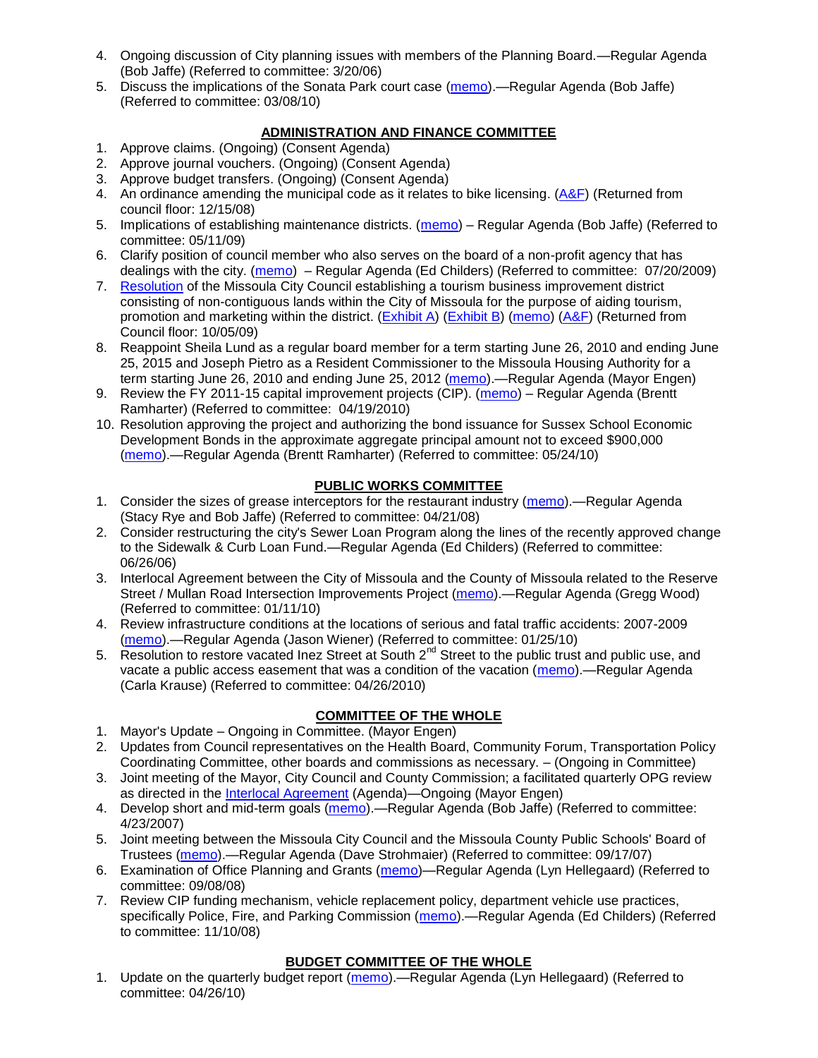4. Ongoing discussion of City planning issues with members of the Planning Board.—Regular Agenda (Bob Jaffe) (Referred to committee: 3/20/06)
5. Discuss the implications of the Sonata Park court case (memo).—Regular Agenda (Bob Jaffe) (Referred to committee: 03/08/10)

## ADMINISTRATION AND FINANCE COMMITTEE

1. Approve claims. (Ongoing) (Consent Agenda)
2. Approve journal vouchers. (Ongoing) (Consent Agenda)
3. Approve budget transfers. (Ongoing) (Consent Agenda)
4. An ordinance amending the municipal code as it relates to bike licensing. (A&F) (Returned from council floor: 12/15/08)
5. Implications of establishing maintenance districts. (memo) – Regular Agenda (Bob Jaffe) (Referred to committee: 05/11/09)
6. Clarify position of council member who also serves on the board of a non-profit agency that has dealings with the city. (memo) – Regular Agenda (Ed Childers) (Referred to committee: 07/20/2009)
7. Resolution of the Missoula City Council establishing a tourism business improvement district consisting of non-contiguous lands within the City of Missoula for the purpose of aiding tourism, promotion and marketing within the district. (Exhibit A) (Exhibit B) (memo) (A&F) (Returned from Council floor: 10/05/09)
8. Reappoint Sheila Lund as a regular board member for a term starting June 26, 2010 and ending June 25, 2015 and Joseph Pietro as a Resident Commissioner to the Missoula Housing Authority for a term starting June 26, 2010 and ending June 25, 2012 (memo).—Regular Agenda (Mayor Engen)
9. Review the FY 2011-15 capital improvement projects (CIP). (memo) – Regular Agenda (Brentt Ramharter) (Referred to committee: 04/19/2010)
10. Resolution approving the project and authorizing the bond issuance for Sussex School Economic Development Bonds in the approximate aggregate principal amount not to exceed $900,000 (memo).—Regular Agenda (Brentt Ramharter) (Referred to committee: 05/24/10)

## PUBLIC WORKS COMMITTEE

1. Consider the sizes of grease interceptors for the restaurant industry (memo).—Regular Agenda (Stacy Rye and Bob Jaffe) (Referred to committee: 04/21/08)
2. Consider restructuring the city's Sewer Loan Program along the lines of the recently approved change to the Sidewalk & Curb Loan Fund.—Regular Agenda (Ed Childers) (Referred to committee: 06/26/06)
3. Interlocal Agreement between the City of Missoula and the County of Missoula related to the Reserve Street / Mullan Road Intersection Improvements Project (memo).—Regular Agenda (Gregg Wood) (Referred to committee: 01/11/10)
4. Review infrastructure conditions at the locations of serious and fatal traffic accidents: 2007-2009 (memo).—Regular Agenda (Jason Wiener) (Referred to committee: 01/25/10)
5. Resolution to restore vacated Inez Street at South 2nd Street to the public trust and public use, and vacate a public access easement that was a condition of the vacation (memo).—Regular Agenda (Carla Krause) (Referred to committee: 04/26/2010)

## COMMITTEE OF THE WHOLE

1. Mayor's Update – Ongoing in Committee. (Mayor Engen)
2. Updates from Council representatives on the Health Board, Community Forum, Transportation Policy Coordinating Committee, other boards and commissions as necessary. – (Ongoing in Committee)
3. Joint meeting of the Mayor, City Council and County Commission; a facilitated quarterly OPG review as directed in the Interlocal Agreement (Agenda)—Ongoing (Mayor Engen)
4. Develop short and mid-term goals (memo).—Regular Agenda (Bob Jaffe) (Referred to committee: 4/23/2007)
5. Joint meeting between the Missoula City Council and the Missoula County Public Schools' Board of Trustees (memo).—Regular Agenda (Dave Strohmaier) (Referred to committee: 09/17/07)
6. Examination of Office Planning and Grants (memo)—Regular Agenda (Lyn Hellegaard) (Referred to committee: 09/08/08)
7. Review CIP funding mechanism, vehicle replacement policy, department vehicle use practices, specifically Police, Fire, and Parking Commission (memo).—Regular Agenda (Ed Childers) (Referred to committee: 11/10/08)

## BUDGET COMMITTEE OF THE WHOLE

1. Update on the quarterly budget report (memo).—Regular Agenda (Lyn Hellegaard) (Referred to committee: 04/26/10)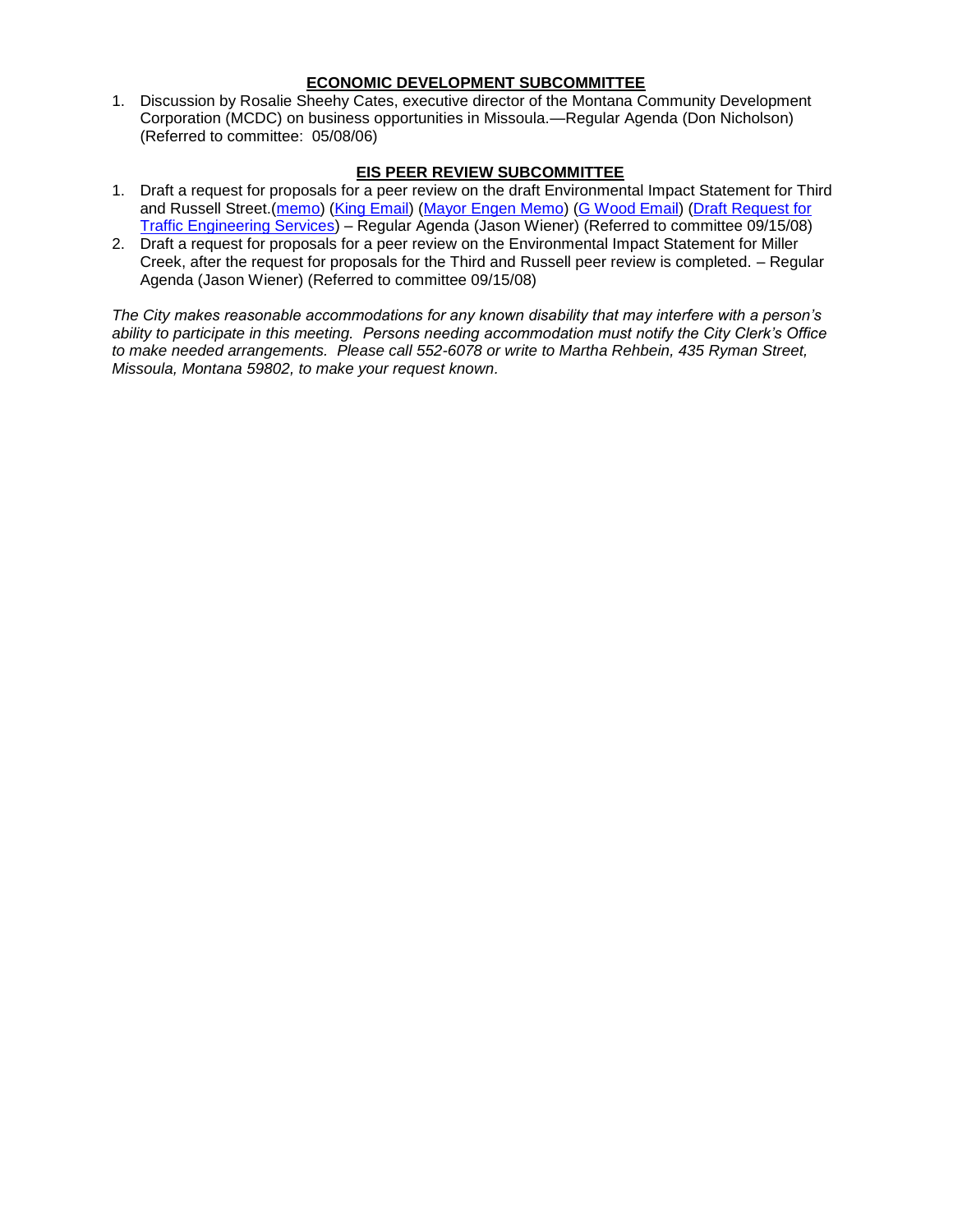**ECONOMIC DEVELOPMENT SUBCOMMITTEE**

1. Discussion by Rosalie Sheehy Cates, executive director of the Montana Community Development Corporation (MCDC) on business opportunities in Missoula.—Regular Agenda (Don Nicholson) (Referred to committee: 05/08/06)

**EIS PEER REVIEW SUBCOMMITTEE**

1. Draft a request for proposals for a peer review on the draft Environmental Impact Statement for Third and Russell Street.(memo) (King Email) (Mayor Engen Memo) (G Wood Email) (Draft Request for Traffic Engineering Services) – Regular Agenda (Jason Wiener) (Referred to committee 09/15/08)
2. Draft a request for proposals for a peer review on the Environmental Impact Statement for Miller Creek, after the request for proposals for the Third and Russell peer review is completed. – Regular Agenda (Jason Wiener) (Referred to committee 09/15/08)

*The City makes reasonable accommodations for any known disability that may interfere with a person's ability to participate in this meeting. Persons needing accommodation must notify the City Clerk's Office to make needed arrangements. Please call 552-6078 or write to Martha Rehbein, 435 Ryman Street, Missoula, Montana 59802, to make your request known.*